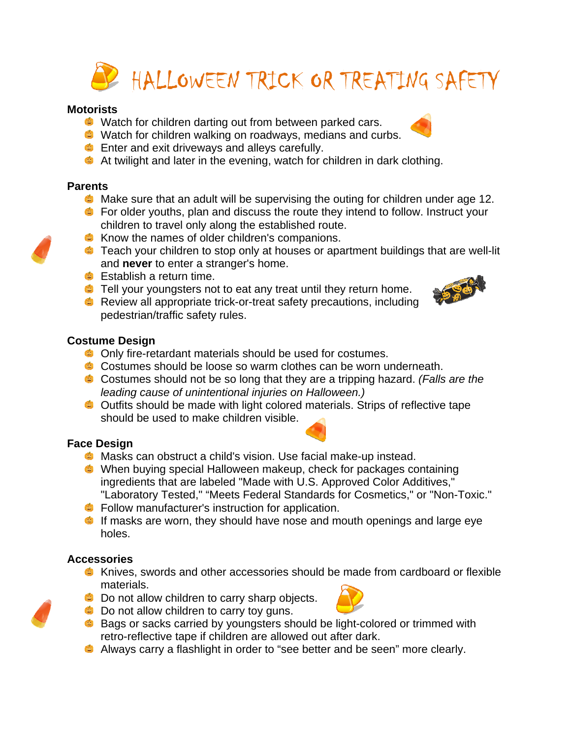# HALLOWEEN TRICK OR TREATING SAFETY

**Motorists**

- Watch for children darting out from between parked cars.
- Watch for children walking on roadways, medians and curbs.
- Enter and exit driveways and alleys carefully.
- At twilight and later in the evening, watch for children in dark clothing.

**Parents**

- Make sure that an adult will be supervising the outing for children under age 12.
- For older youths, plan and discuss the route they intend to follow. Instruct your children to travel only along the established route.
- Know the names of older children's companions.
- Teach your children to stop only at houses or apartment buildings that are well-lit and **never** to enter a stranger's home.
- Establish a return time.
- Tell your youngsters not to eat any treat until they return home.
- Review all appropriate trick-or-treat safety precautions, including pedestrian/traffic safety rules.

**Costume Design**

- Only fire-retardant materials should be used for costumes.
- Costumes should be loose so warm clothes can be worn underneath.
- Costumes should not be so long that they are a tripping hazard. *(Falls are the leading cause of unintentional injuries on Halloween.)*
- Outfits should be made with light colored materials. Strips of reflective tape should be used to make children visible.

**Face Design**

- Masks can obstruct a child's vision. Use facial make-up instead.
- When buying special Halloween makeup, check for packages containing ingredients that are labeled "Made with U.S. Approved Color Additives," "Laboratory Tested," "Meets Federal Standards for Cosmetics," or "Non-Toxic."
- Follow manufacturer's instruction for application.
- If masks are worn, they should have nose and mouth openings and large eye holes.

**Accessories**

- Knives, swords and other accessories should be made from cardboard or flexible materials.
- Do not allow children to carry sharp objects.
- Do not allow children to carry toy guns.
- Bags or sacks carried by youngsters should be light-colored or trimmed with retro-reflective tape if children are allowed out after dark.
- Always carry a flashlight in order to "see better and be seen" more clearly.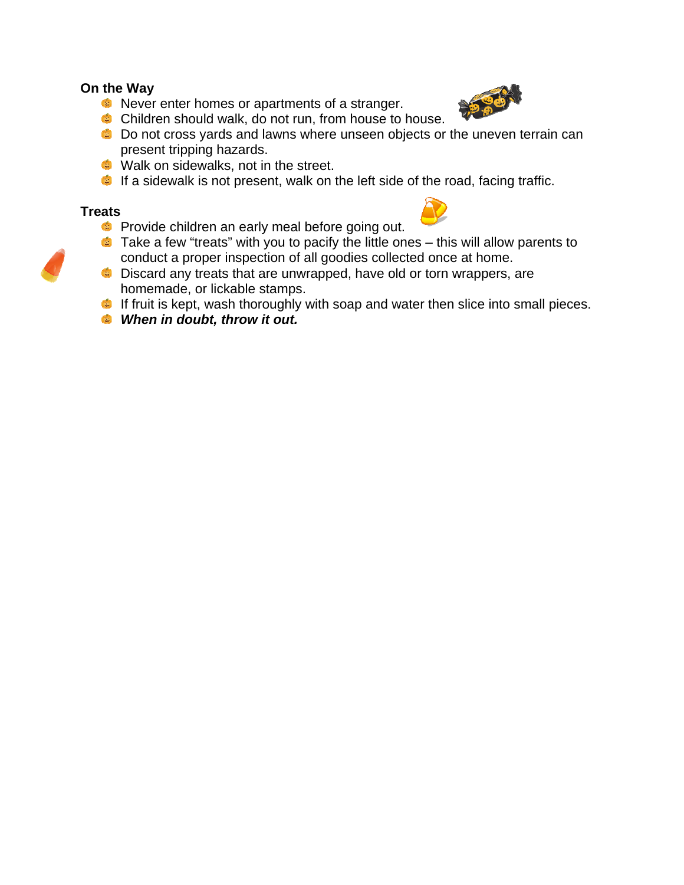**On the Way**

- Never enter homes or apartments of a stranger.
- Children should walk, do not run, from house to house.
- Do not cross yards and lawns where unseen objects or the uneven terrain can present tripping hazards.
- Walk on sidewalks, not in the street.
- If a sidewalk is not present, walk on the left side of the road, facing traffic.

**Treats**

- Provide children an early meal before going out.
- Take a few "treats" with you to pacify the little ones – this will allow parents to conduct a proper inspection of all goodies collected once at home.
- Discard any treats that are unwrapped, have old or torn wrappers, are homemade, or lickable stamps.
- If fruit is kept, wash thoroughly with soap and water then slice into small pieces.
- ***When in doubt, throw it out.***